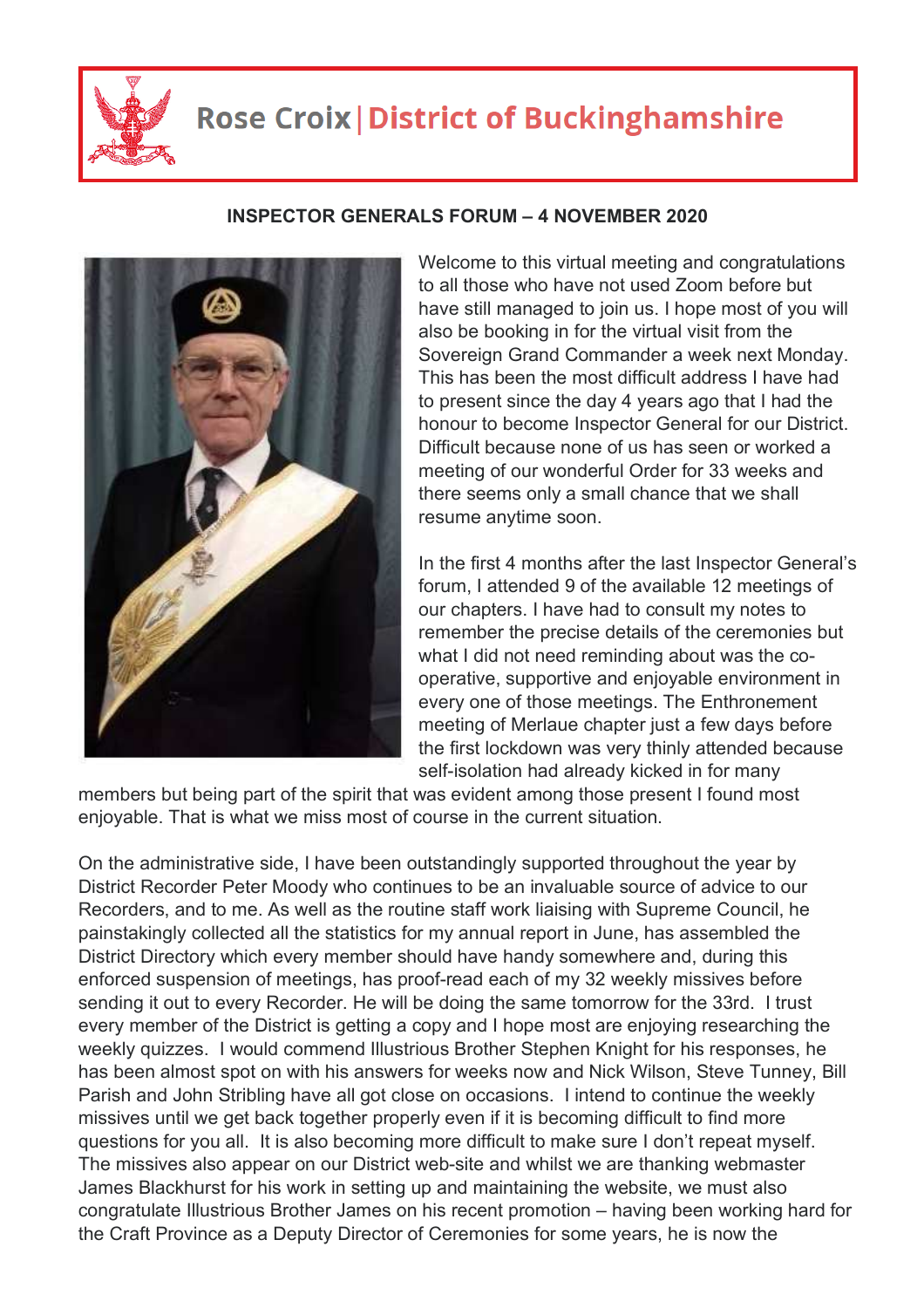# Rose Croix | District of Buckinghamshire

**INSPECTOR GENERALS FORUM – 4 NOVEMBER 2020**

Welcome to this virtual meeting and congratulations to all those who have not used Zoom before but have still managed to join us. I hope most of you will also be booking in for the virtual visit from the Sovereign Grand Commander a week next Monday. This has been the most difficult address I have had to present since the day 4 years ago that I had the honour to become Inspector General for our District. Difficult because none of us has seen or worked a meeting of our wonderful Order for 33 weeks and there seems only a small chance that we shall resume anytime soon.

In the first 4 months after the last Inspector General's forum, I attended 9 of the available 12 meetings of our chapters. I have had to consult my notes to remember the precise details of the ceremonies but what I did not need reminding about was the co-operative, supportive and enjoyable environment in every one of those meetings. The Enthronement meeting of Merlaue chapter just a few days before the first lockdown was very thinly attended because self-isolation had already kicked in for many members but being part of the spirit that was evident among those present I found most enjoyable. That is what we miss most of course in the current situation.

On the administrative side, I have been outstandingly supported throughout the year by District Recorder Peter Moody who continues to be an invaluable source of advice to our Recorders, and to me. As well as the routine staff work liaising with Supreme Council, he painstakingly collected all the statistics for my annual report in June, has assembled the District Directory which every member should have handy somewhere and, during this enforced suspension of meetings, has proof-read each of my 32 weekly missives before sending it out to every Recorder. He will be doing the same tomorrow for the 33rd. I trust every member of the District is getting a copy and I hope most are enjoying researching the weekly quizzes. I would commend Illustrious Brother Stephen Knight for his responses, he has been almost spot on with his answers for weeks now and Nick Wilson, Steve Tunney, Bill Parish and John Stribling have all got close on occasions. I intend to continue the weekly missives until we get back together properly even if it is becoming difficult to find more questions for you all. It is also becoming more difficult to make sure I don't repeat myself. The missives also appear on our District web-site and whilst we are thanking webmaster James Blackhurst for his work in setting up and maintaining the website, we must also congratulate Illustrious Brother James on his recent promotion – having been working hard for the Craft Province as a Deputy Director of Ceremonies for some years, he is now the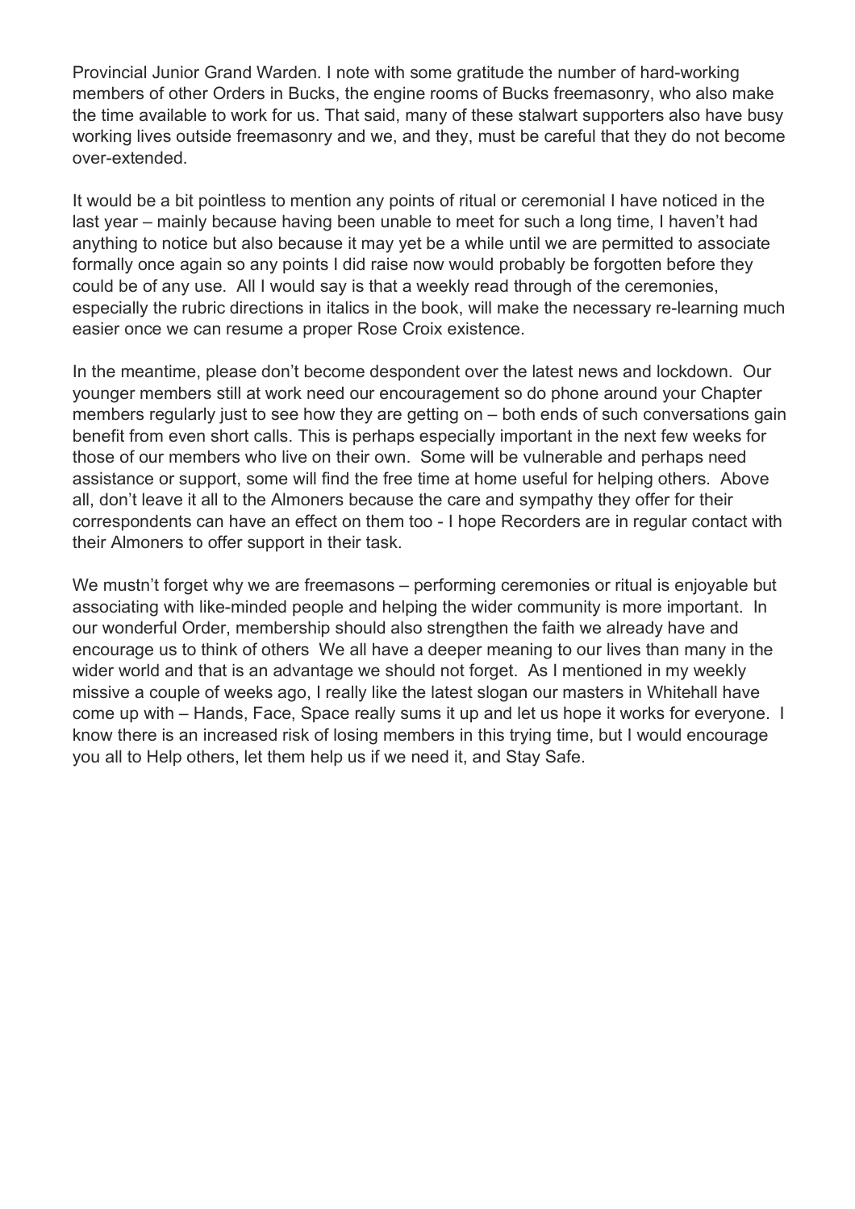Provincial Junior Grand Warden. I note with some gratitude the number of hard-working members of other Orders in Bucks, the engine rooms of Bucks freemasonry, who also make the time available to work for us. That said, many of these stalwart supporters also have busy working lives outside freemasonry and we, and they, must be careful that they do not become over-extended.

It would be a bit pointless to mention any points of ritual or ceremonial I have noticed in the last year – mainly because having been unable to meet for such a long time, I haven't had anything to notice but also because it may yet be a while until we are permitted to associate formally once again so any points I did raise now would probably be forgotten before they could be of any use. All I would say is that a weekly read through of the ceremonies, especially the rubric directions in italics in the book, will make the necessary re-learning much easier once we can resume a proper Rose Croix existence.

In the meantime, please don't become despondent over the latest news and lockdown. Our younger members still at work need our encouragement so do phone around your Chapter members regularly just to see how they are getting on – both ends of such conversations gain benefit from even short calls. This is perhaps especially important in the next few weeks for those of our members who live on their own. Some will be vulnerable and perhaps need assistance or support, some will find the free time at home useful for helping others. Above all, don't leave it all to the Almoners because the care and sympathy they offer for their correspondents can have an effect on them too - I hope Recorders are in regular contact with their Almoners to offer support in their task.

We mustn't forget why we are freemasons – performing ceremonies or ritual is enjoyable but associating with like-minded people and helping the wider community is more important. In our wonderful Order, membership should also strengthen the faith we already have and encourage us to think of others We all have a deeper meaning to our lives than many in the wider world and that is an advantage we should not forget. As I mentioned in my weekly missive a couple of weeks ago, I really like the latest slogan our masters in Whitehall have come up with – Hands, Face, Space really sums it up and let us hope it works for everyone. I know there is an increased risk of losing members in this trying time, but I would encourage you all to Help others, let them help us if we need it, and Stay Safe.